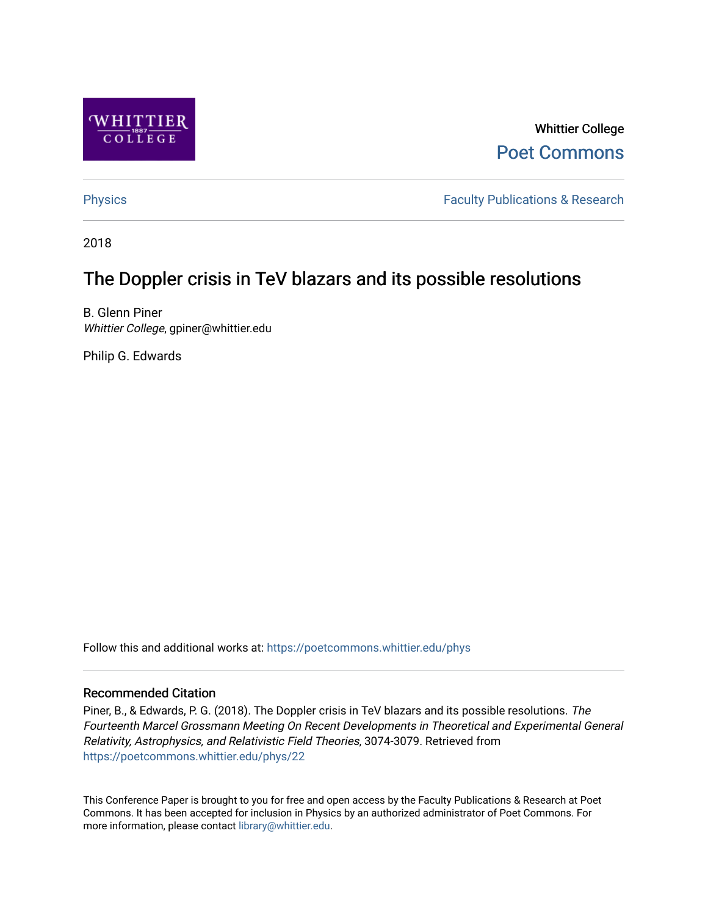Whittier College

Poet Commons

Physics

Faculty Publications & Research

2018

# The Doppler crisis in TeV blazars and its possible resolutions

B. Glenn Piner
*Whittier College*, gpiner@whittier.edu

Philip G. Edwards

Follow this and additional works at: https://poetcommons.whittier.edu/phys

## Recommended Citation

Piner, B., & Edwards, P. G. (2018). The Doppler crisis in TeV blazars and its possible resolutions. *The Fourteenth Marcel Grossmann Meeting On Recent Developments in Theoretical and Experimental General Relativity, Astrophysics, and Relativistic Field Theories*, 3074-3079. Retrieved from https://poetcommons.whittier.edu/phys/22

This Conference Paper is brought to you for free and open access by the Faculty Publications & Research at Poet Commons. It has been accepted for inclusion in Physics by an authorized administrator of Poet Commons. For more information, please contact library@whittier.edu.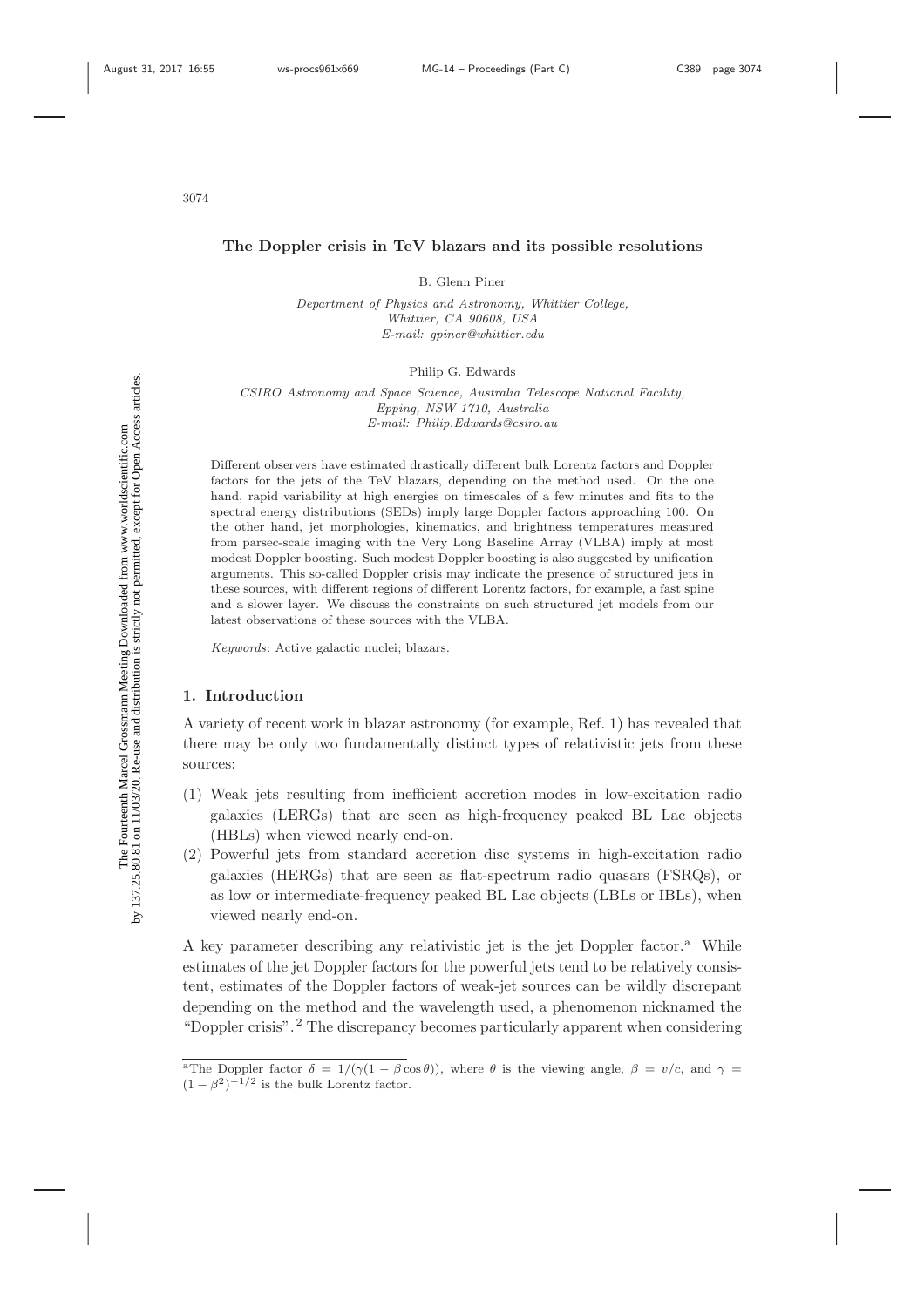# The Doppler crisis in TeV blazars and its possible resolutions

B. Glenn Piner

*Department of Physics and Astronomy, Whittier College,*
*Whittier, CA 90608, USA*
*E-mail: gpiner@whittier.edu*

Philip G. Edwards

*CSIRO Astronomy and Space Science, Australia Telescope National Facility,*
*Epping, NSW 1710, Australia*
*E-mail: Philip.Edwards@csiro.au*

Different observers have estimated drastically different bulk Lorentz factors and Doppler factors for the jets of the TeV blazars, depending on the method used. On the one hand, rapid variability at high energies on timescales of a few minutes and fits to the spectral energy distributions (SEDs) imply large Doppler factors approaching 100. On the other hand, jet morphologies, kinematics, and brightness temperatures measured from parsec-scale imaging with the Very Long Baseline Array (VLBA) imply at most modest Doppler boosting. Such modest Doppler boosting is also suggested by unification arguments. This so-called Doppler crisis may indicate the presence of structured jets in these sources, with different regions of different Lorentz factors, for example, a fast spine and a slower layer. We discuss the constraints on such structured jet models from our latest observations of these sources with the VLBA.

*Keywords*: Active galactic nuclei; blazars.

## 1. Introduction

A variety of recent work in blazar astronomy (for example, Ref. 1) has revealed that there may be only two fundamentally distinct types of relativistic jets from these sources:

(1) Weak jets resulting from inefficient accretion modes in low-excitation radio galaxies (LERGs) that are seen as high-frequency peaked BL Lac objects (HBLs) when viewed nearly end-on.
(2) Powerful jets from standard accretion disc systems in high-excitation radio galaxies (HERGs) that are seen as flat-spectrum radio quasars (FSRQs), or as low or intermediate-frequency peaked BL Lac objects (LBLs or IBLs), when viewed nearly end-on.

A key parameter describing any relativistic jet is the jet Doppler factor.[a] While estimates of the jet Doppler factors for the powerful jets tend to be relatively consistent, estimates of the Doppler factors of weak-jet sources can be wildly discrepant depending on the method and the wavelength used, a phenomenon nicknamed the "Doppler crisis".[2] The discrepancy becomes particularly apparent when considering

[a] The Doppler factor $\delta = 1/(\gamma(1 - \beta \cos\theta))$, where $\theta$ is the viewing angle, $\beta = v/c$, and $\gamma = (1 - \beta^2)^{-1/2}$ is the bulk Lorentz factor.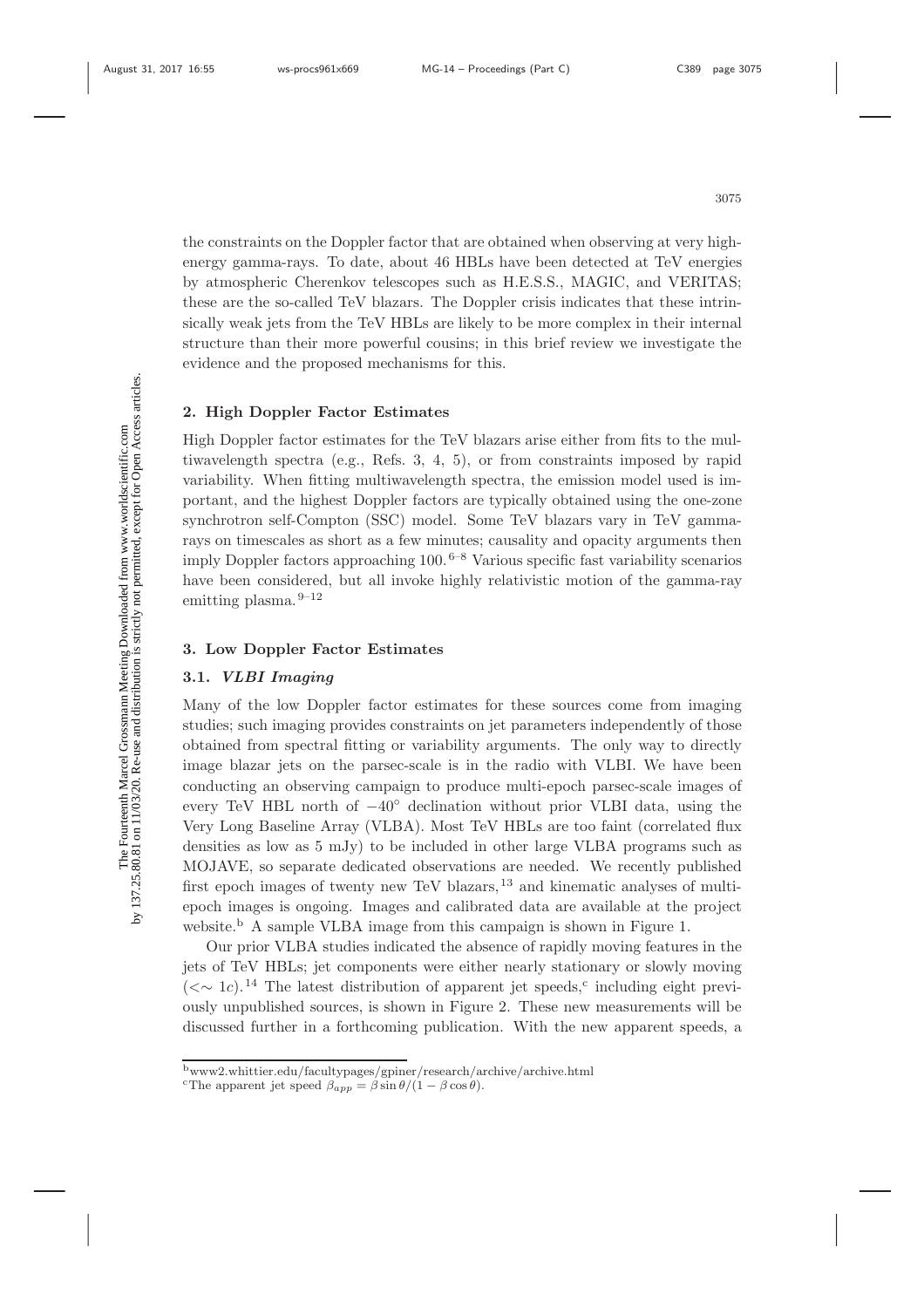the constraints on the Doppler factor that are obtained when observing at very high-energy gamma-rays. To date, about 46 HBLs have been detected at TeV energies by atmospheric Cherenkov telescopes such as H.E.S.S., MAGIC, and VERITAS; these are the so-called TeV blazars. The Doppler crisis indicates that these intrinsically weak jets from the TeV HBLs are likely to be more complex in their internal structure than their more powerful cousins; in this brief review we investigate the evidence and the proposed mechanisms for this.

## 2. High Doppler Factor Estimates

High Doppler factor estimates for the TeV blazars arise either from fits to the multiwavelength spectra (e.g., Refs. 3, 4, 5), or from constraints imposed by rapid variability. When fitting multiwavelength spectra, the emission model used is important, and the highest Doppler factors are typically obtained using the one-zone synchrotron self-Compton (SSC) model. Some TeV blazars vary in TeV gamma-rays on timescales as short as a few minutes; causality and opacity arguments then imply Doppler factors approaching 100.[6–8] Various specific fast variability scenarios have been considered, but all invoke highly relativistic motion of the gamma-ray emitting plasma.[9–12]

## 3. Low Doppler Factor Estimates

### 3.1. *VLBI Imaging*

Many of the low Doppler factor estimates for these sources come from imaging studies; such imaging provides constraints on jet parameters independently of those obtained from spectral fitting or variability arguments. The only way to directly image blazar jets on the parsec-scale is in the radio with VLBI. We have been conducting an observing campaign to produce multi-epoch parsec-scale images of every TeV HBL north of $-40^\circ$ declination without prior VLBI data, using the Very Long Baseline Array (VLBA). Most TeV HBLs are too faint (correlated flux densities as low as 5 mJy) to be included in other large VLBA programs such as MOJAVE, so separate dedicated observations are needed. We recently published first epoch images of twenty new TeV blazars,[13] and kinematic analyses of multi-epoch images is ongoing. Images and calibrated data are available at the project website.[b] A sample VLBA image from this campaign is shown in Figure 1.

Our prior VLBA studies indicated the absence of rapidly moving features in the jets of TeV HBLs; jet components were either nearly stationary or slowly moving ($<\sim 1c$).[14] The latest distribution of apparent jet speeds,[c] including eight previously unpublished sources, is shown in Figure 2. These new measurements will be discussed further in a forthcoming publication. With the new apparent speeds, a

[b] www2.whittier.edu/facultypages/gpiner/research/archive/archive.html

[c] The apparent jet speed $\beta_{app} = \beta \sin\theta/(1 - \beta\cos\theta)$.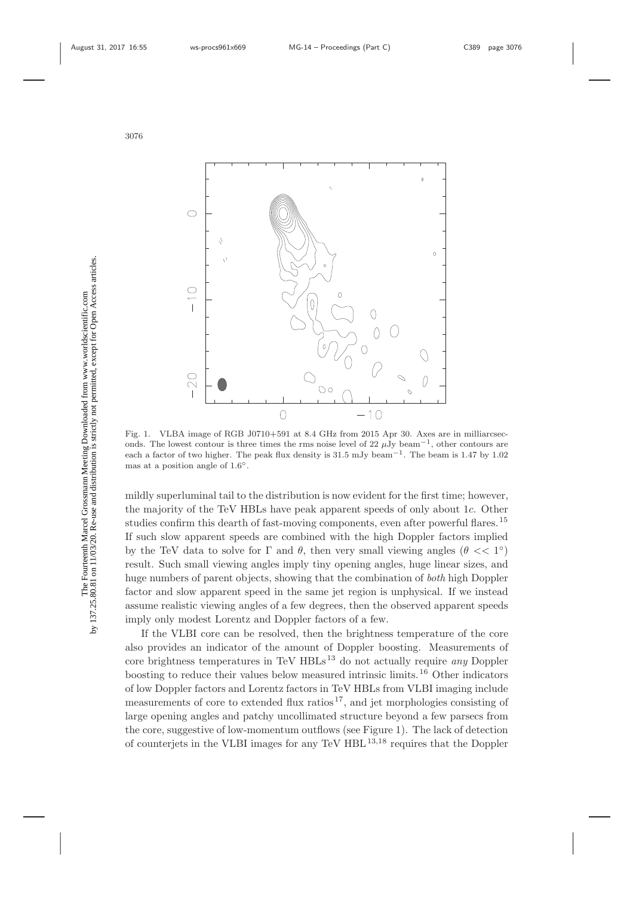Fig. 1. VLBA image of RGB J0710+591 at 8.4 GHz from 2015 Apr 30. Axes are in milliarcseconds. The lowest contour is three times the rms noise level of 22 $\mu$Jy beam$^{-1}$, other contours are each a factor of two higher. The peak flux density is 31.5 mJy beam$^{-1}$. The beam is 1.47 by 1.02 mas at a position angle of 1.6°.

mildly superluminal tail to the distribution is now evident for the first time; however, the majority of the TeV HBLs have peak apparent speeds of only about 1$c$. Other studies confirm this dearth of fast-moving components, even after powerful flares.[15] If such slow apparent speeds are combined with the high Doppler factors implied by the TeV data to solve for $\Gamma$ and $\theta$, then very small viewing angles ($\theta << 1°$) result. Such small viewing angles imply tiny opening angles, huge linear sizes, and huge numbers of parent objects, showing that the combination of *both* high Doppler factor and slow apparent speed in the same jet region is unphysical. If we instead assume realistic viewing angles of a few degrees, then the observed apparent speeds imply only modest Lorentz and Doppler factors of a few.

If the VLBI core can be resolved, then the brightness temperature of the core also provides an indicator of the amount of Doppler boosting. Measurements of core brightness temperatures in TeV HBLs[13] do not actually require *any* Doppler boosting to reduce their values below measured intrinsic limits.[16] Other indicators of low Doppler factors and Lorentz factors in TeV HBLs from VLBI imaging include measurements of core to extended flux ratios[17], and jet morphologies consisting of large opening angles and patchy uncollimated structure beyond a few parsecs from the core, suggestive of low-momentum outflows (see Figure 1). The lack of detection of counterjets in the VLBI images for any TeV HBL[13,18] requires that the Doppler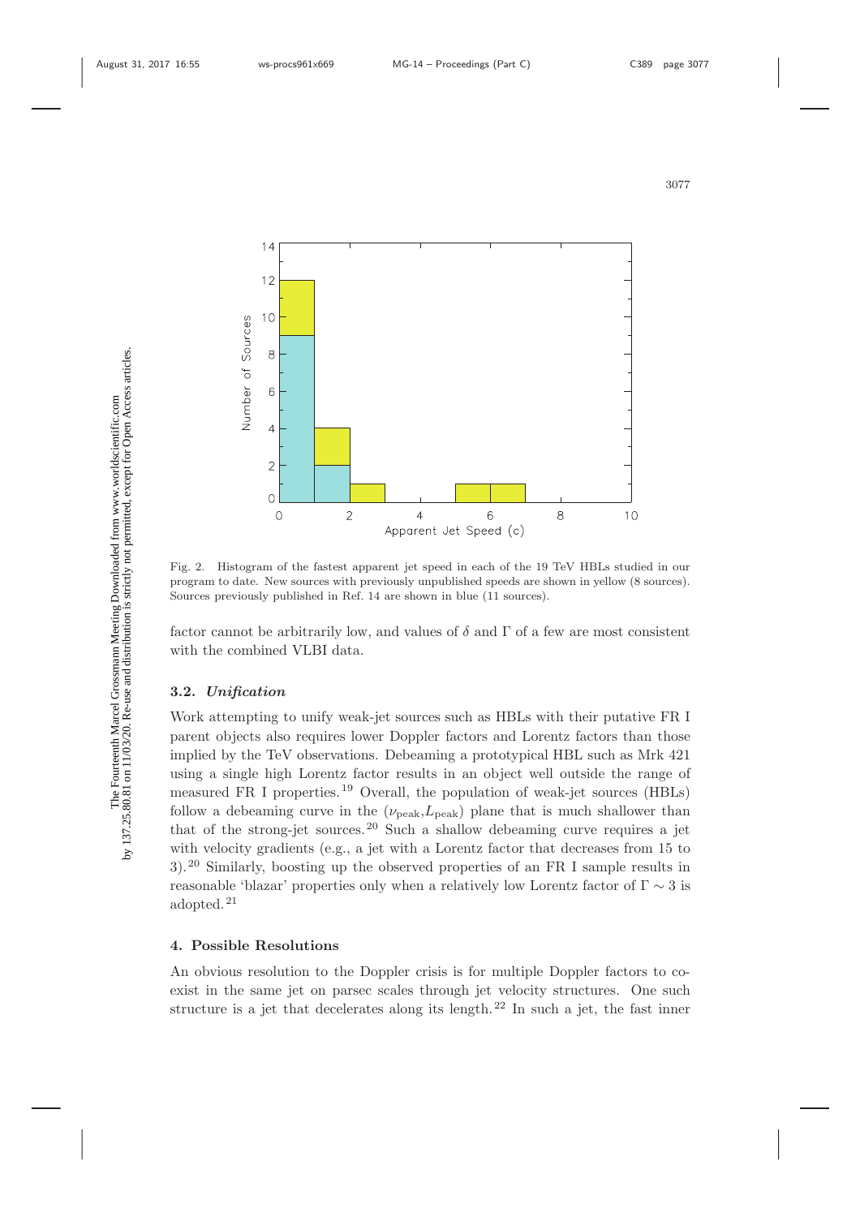Fig. 2. Histogram of the fastest apparent jet speed in each of the 19 TeV HBLs studied in our program to date. New sources with previously unpublished speeds are shown in yellow (8 sources). Sources previously published in Ref. 14 are shown in blue (11 sources).

factor cannot be arbitrarily low, and values of $\delta$ and $\Gamma$ of a few are most consistent with the combined VLBI data.

### 3.2. *Unification*

Work attempting to unify weak-jet sources such as HBLs with their putative FR I parent objects also requires lower Doppler factors and Lorentz factors than those implied by the TeV observations. Debeaming a prototypical HBL such as Mrk 421 using a single high Lorentz factor results in an object well outside the range of measured FR I properties.[19] Overall, the population of weak-jet sources (HBLs) follow a debeaming curve in the ($\nu_{\rm peak}$,$L_{\rm peak}$) plane that is much shallower than that of the strong-jet sources.[20] Such a shallow debeaming curve requires a jet with velocity gradients (e.g., a jet with a Lorentz factor that decreases from 15 to 3).[20] Similarly, boosting up the observed properties of an FR I sample results in reasonable 'blazar' properties only when a relatively low Lorentz factor of $\Gamma \sim 3$ is adopted.[21]

## 4. Possible Resolutions

An obvious resolution to the Doppler crisis is for multiple Doppler factors to co-exist in the same jet on parsec scales through jet velocity structures. One such structure is a jet that decelerates along its length.[22] In such a jet, the fast inner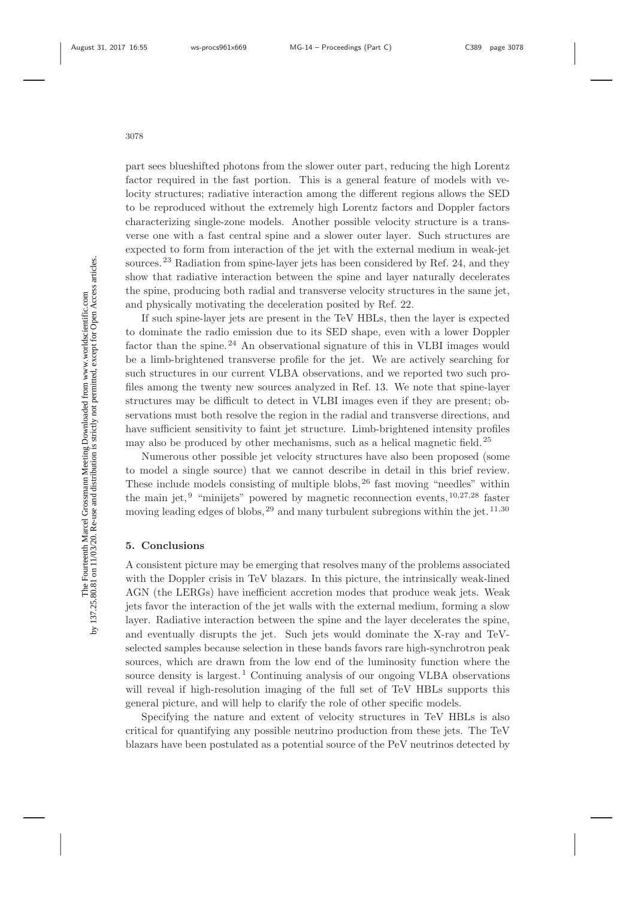part sees blueshifted photons from the slower outer part, reducing the high Lorentz factor required in the fast portion. This is a general feature of models with velocity structures; radiative interaction among the different regions allows the SED to be reproduced without the extremely high Lorentz factors and Doppler factors characterizing single-zone models. Another possible velocity structure is a transverse one with a fast central spine and a slower outer layer. Such structures are expected to form from interaction of the jet with the external medium in weak-jet sources.[23] Radiation from spine-layer jets has been considered by Ref. 24, and they show that radiative interaction between the spine and layer naturally decelerates the spine, producing both radial and transverse velocity structures in the same jet, and physically motivating the deceleration posited by Ref. 22.

If such spine-layer jets are present in the TeV HBLs, then the layer is expected to dominate the radio emission due to its SED shape, even with a lower Doppler factor than the spine.[24] An observational signature of this in VLBI images would be a limb-brightened transverse profile for the jet. We are actively searching for such structures in our current VLBA observations, and we reported two such profiles among the twenty new sources analyzed in Ref. 13. We note that spine-layer structures may be difficult to detect in VLBI images even if they are present; observations must both resolve the region in the radial and transverse directions, and have sufficient sensitivity to faint jet structure. Limb-brightened intensity profiles may also be produced by other mechanisms, such as a helical magnetic field.[25]

Numerous other possible jet velocity structures have also been proposed (some to model a single source) that we cannot describe in detail in this brief review. These include models consisting of multiple blobs,[26] fast moving "needles" within the main jet,[9] "minijets" powered by magnetic reconnection events,[10,27,28] faster moving leading edges of blobs,[29] and many turbulent subregions within the jet.[11,30]

## 5. Conclusions

A consistent picture may be emerging that resolves many of the problems associated with the Doppler crisis in TeV blazars. In this picture, the intrinsically weak-lined AGN (the LERGs) have inefficient accretion modes that produce weak jets. Weak jets favor the interaction of the jet walls with the external medium, forming a slow layer. Radiative interaction between the spine and the layer decelerates the spine, and eventually disrupts the jet. Such jets would dominate the X-ray and TeV-selected samples because selection in these bands favors rare high-synchrotron peak sources, which are drawn from the low end of the luminosity function where the source density is largest.[1] Continuing analysis of our ongoing VLBA observations will reveal if high-resolution imaging of the full set of TeV HBLs supports this general picture, and will help to clarify the role of other specific models.

Specifying the nature and extent of velocity structures in TeV HBLs is also critical for quantifying any possible neutrino production from these jets. The TeV blazars have been postulated as a potential source of the PeV neutrinos detected by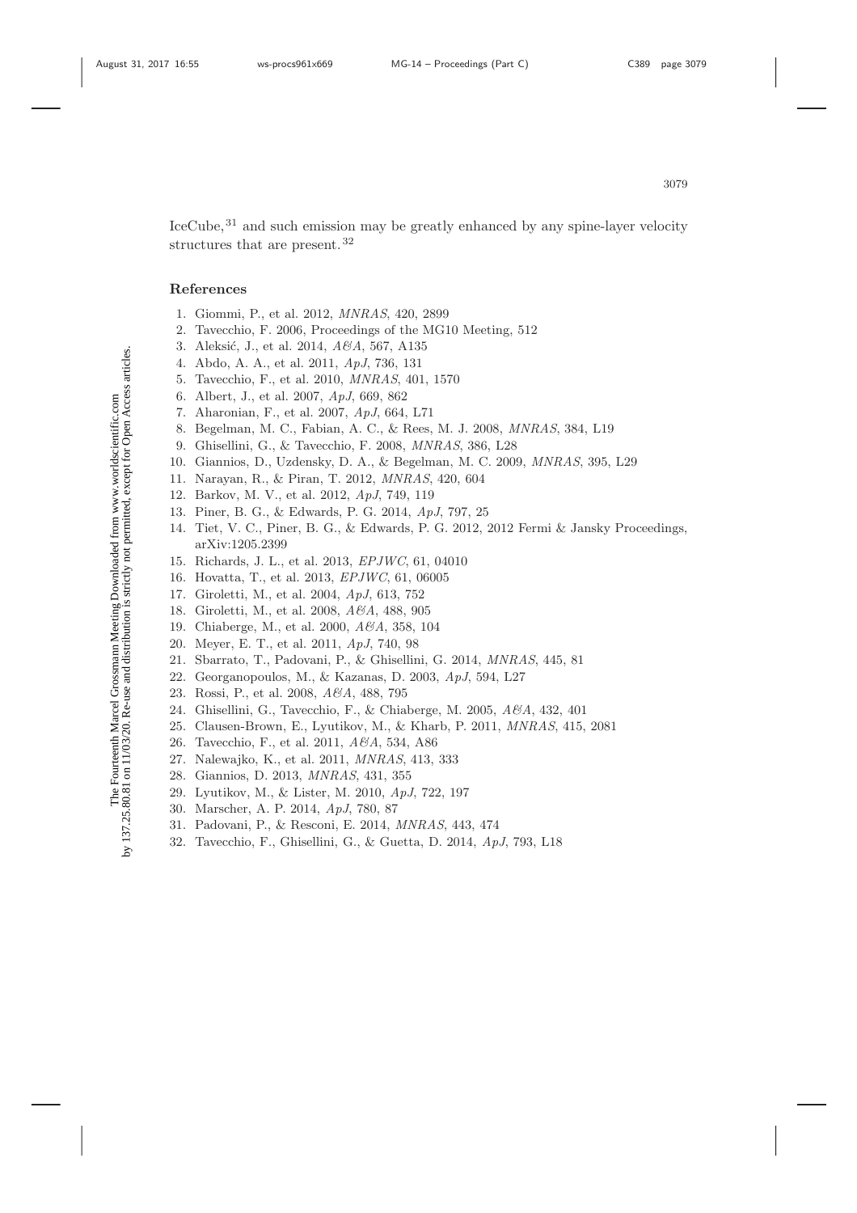IceCube,[31] and such emission may be greatly enhanced by any spine-layer velocity structures that are present.[32]

## References

1. Giommi, P., et al. 2012, *MNRAS*, 420, 2899
2. Tavecchio, F. 2006, Proceedings of the MG10 Meeting, 512
3. Aleksić, J., et al. 2014, *A&A*, 567, A135
4. Abdo, A. A., et al. 2011, *ApJ*, 736, 131
5. Tavecchio, F., et al. 2010, *MNRAS*, 401, 1570
6. Albert, J., et al. 2007, *ApJ*, 669, 862
7. Aharonian, F., et al. 2007, *ApJ*, 664, L71
8. Begelman, M. C., Fabian, A. C., & Rees, M. J. 2008, *MNRAS*, 384, L19
9. Ghisellini, G., & Tavecchio, F. 2008, *MNRAS*, 386, L28
10. Giannios, D., Uzdensky, D. A., & Begelman, M. C. 2009, *MNRAS*, 395, L29
11. Narayan, R., & Piran, T. 2012, *MNRAS*, 420, 604
12. Barkov, M. V., et al. 2012, *ApJ*, 749, 119
13. Piner, B. G., & Edwards, P. G. 2014, *ApJ*, 797, 25
14. Tiet, V. C., Piner, B. G., & Edwards, P. G. 2012, 2012 Fermi & Jansky Proceedings, arXiv:1205.2399
15. Richards, J. L., et al. 2013, *EPJWC*, 61, 04010
16. Hovatta, T., et al. 2013, *EPJWC*, 61, 06005
17. Giroletti, M., et al. 2004, *ApJ*, 613, 752
18. Giroletti, M., et al. 2008, *A&A*, 488, 905
19. Chiaberge, M., et al. 2000, *A&A*, 358, 104
20. Meyer, E. T., et al. 2011, *ApJ*, 740, 98
21. Sbarrato, T., Padovani, P., & Ghisellini, G. 2014, *MNRAS*, 445, 81
22. Georganopoulos, M., & Kazanas, D. 2003, *ApJ*, 594, L27
23. Rossi, P., et al. 2008, *A&A*, 488, 795
24. Ghisellini, G., Tavecchio, F., & Chiaberge, M. 2005, *A&A*, 432, 401
25. Clausen-Brown, E., Lyutikov, M., & Kharb, P. 2011, *MNRAS*, 415, 2081
26. Tavecchio, F., et al. 2011, *A&A*, 534, A86
27. Nalewajko, K., et al. 2011, *MNRAS*, 413, 333
28. Giannios, D. 2013, *MNRAS*, 431, 355
29. Lyutikov, M., & Lister, M. 2010, *ApJ*, 722, 197
30. Marscher, A. P. 2014, *ApJ*, 780, 87
31. Padovani, P., & Resconi, E. 2014, *MNRAS*, 443, 474
32. Tavecchio, F., Ghisellini, G., & Guetta, D. 2014, *ApJ*, 793, L18